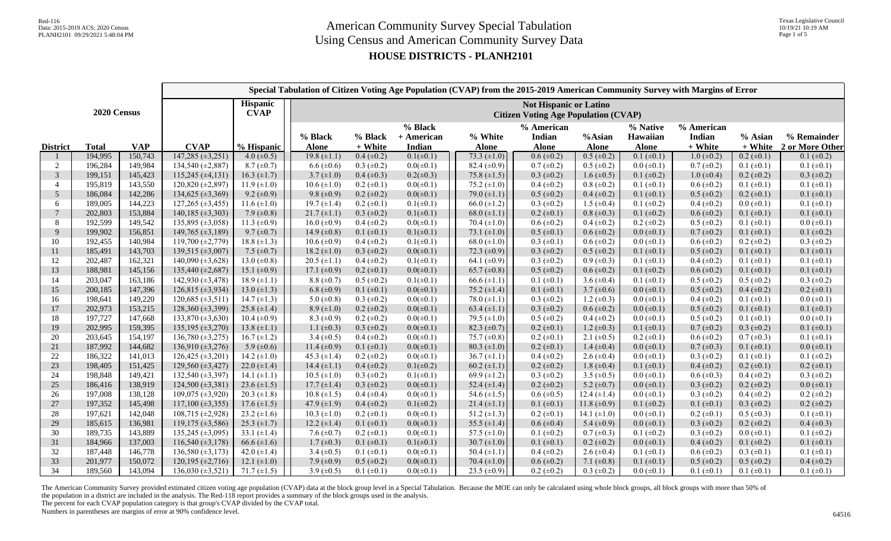# American Community Survey Special Tabulation
# Using Census and American Community Survey Data
## HOUSE DISTRICTS - PLANH2101

Red-116
Data: 2015-2019 ACS; 2020 Census
PLANH2101 09/29/2021 5:48:04 PM

Texas Legislative Council
10/19/21 10:19 AM

| 2020 Census | | | Special Tabulation of Citizen Voting Age Population (CVAP) from the 2015-2019 American Community Survey with Margins of Error | | | | | | | | | | | | |
|---|---|---|---|---|---|---|---|---|---|---|---|---|---|---|---|
| | | | | Hispanic CVAP | Not Hispanic or Latino Citizen Voting Age Population (CVAP) | | | | | | | | | | |
| District | Total | VAP | CVAP | % Hispanic | % Black Alone | % Black + White | % Black + American Indian | % White Alone | % American Indian Alone | %Asian Alone | % Native Hawaiian Alone | % American Indian + White | % Asian + White | % Remainder 2 or More Other |
| 1 | 194,995 | 150,743 | 147,285 (±3,251) | 4.0 (±0.5) | 19.8 (±1.1) | 0.4 (±0.2) | 0.1(±0.1) | 73.3 (±1.0) | 0.6 (±0.2) | 0.5 (±0.2) | 0.1 (±0.1) | 1.0 (±0.2) | 0.2 (±0.1) | 0.1 (±0.2) |
| 2 | 196,284 | 149,984 | 134,540 (±2,887) | 8.7 (±0.7) | 6.6 (±0.6) | 0.3 (±0.2) | 0.0(±0.1) | 82.4 (±0.9) | 0.7 (±0.2) | 0.5 (±0.2) | 0.0 (±0.1) | 0.7 (±0.2) | 0.1 (±0.1) | 0.1 (±0.1) |
| 3 | 199,151 | 145,423 | 115,245 (±4,131) | 16.3 (±1.7) | 3.7 (±1.0) | 0.4 (±0.3) | 0.2(±0.3) | 75.8 (±1.5) | 0.3 (±0.2) | 1.6 (±0.5) | 0.1 (±0.2) | 1.0 (±0.4) | 0.2 (±0.2) | 0.3 (±0.2) |
| 4 | 195,819 | 143,550 | 120,820 (±2,897) | 11.9 (±1.0) | 10.6 (±1.0) | 0.2 (±0.1) | 0.0(±0.1) | 75.2 (±1.0) | 0.4 (±0.2) | 0.8 (±0.2) | 0.1 (±0.1) | 0.6 (±0.2) | 0.1 (±0.1) | 0.1 (±0.1) |
| 5 | 186,084 | 142,286 | 134,625 (±3,369) | 9.2 (±0.9) | 9.8 (±0.9) | 0.2 (±0.2) | 0.0(±0.1) | 79.0 (±1.1) | 0.5 (±0.2) | 0.4 (±0.2) | 0.1 (±0.1) | 0.5 (±0.2) | 0.2 (±0.1) | 0.1 (±0.1) |
| 6 | 189,005 | 144,223 | 127,265 (±3,455) | 11.6 (±1.0) | 19.7 (±1.4) | 0.2 (±0.1) | 0.1(±0.1) | 66.0 (±1.2) | 0.3 (±0.2) | 1.5 (±0.4) | 0.1 (±0.2) | 0.4 (±0.2) | 0.0 (±0.1) | 0.1 (±0.1) |
| 7 | 202,803 | 153,884 | 140,185 (±3,303) | 7.9 (±0.8) | 21.7 (±1.1) | 0.3 (±0.2) | 0.1(±0.1) | 68.0 (±1.1) | 0.2 (±0.1) | 0.8 (±0.3) | 0.1 (±0.2) | 0.6 (±0.2) | 0.1 (±0.1) | 0.1 (±0.1) |
| 8 | 192,599 | 149,542 | 135,895 (±3,058) | 11.3 (±0.9) | 16.0 (±0.9) | 0.4 (±0.2) | 0.0(±0.1) | 70.4 (±1.0) | 0.6 (±0.2) | 0.4 (±0.2) | 0.2 (±0.2) | 0.5 (±0.2) | 0.1 (±0.1) | 0.0 (±0.1) |
| 9 | 199,902 | 156,851 | 149,765 (±3,189) | 9.7 (±0.7) | 14.9 (±0.8) | 0.1 (±0.1) | 0.1(±0.1) | 73.1 (±1.0) | 0.5 (±0.1) | 0.6 (±0.2) | 0.0 (±0.1) | 0.7 (±0.2) | 0.1 (±0.1) | 0.1 (±0.2) |
| 10 | 192,455 | 140,984 | 119,700 (±2,779) | 18.8 (±1.3) | 10.6 (±0.9) | 0.4 (±0.2) | 0.1(±0.1) | 68.0 (±1.0) | 0.3 (±0.1) | 0.6 (±0.2) | 0.0 (±0.1) | 0.6 (±0.2) | 0.2 (±0.2) | 0.3 (±0.2) |
| 11 | 185,491 | 143,703 | 139,515 (±3,007) | 7.5 (±0.7) | 18.2 (±1.0) | 0.3 (±0.2) | 0.0(±0.1) | 72.3 (±0.9) | 0.3 (±0.2) | 0.5 (±0.2) | 0.1 (±0.1) | 0.5 (±0.2) | 0.1 (±0.1) | 0.1 (±0.1) |
| 12 | 202,487 | 162,321 | 140,090 (±3,628) | 13.0 (±0.8) | 20.5 (±1.1) | 0.4 (±0.2) | 0.1(±0.1) | 64.1 (±0.9) | 0.3 (±0.2) | 0.9 (±0.3) | 0.1 (±0.1) | 0.4 (±0.2) | 0.1 (±0.1) | 0.1 (±0.1) |
| 13 | 188,981 | 145,156 | 135,440 (±2,687) | 15.1 (±0.9) | 17.1 (±0.9) | 0.2 (±0.1) | 0.0(±0.1) | 65.7 (±0.8) | 0.5 (±0.2) | 0.6 (±0.2) | 0.1 (±0.2) | 0.6 (±0.2) | 0.1 (±0.1) | 0.1 (±0.1) |
| 14 | 203,047 | 163,186 | 142,930 (±3,478) | 18.9 (±1.1) | 8.8 (±0.7) | 0.5 (±0.2) | 0.1(±0.1) | 66.6 (±1.1) | 0.1 (±0.1) | 3.6 (±0.4) | 0.1 (±0.1) | 0.5 (±0.2) | 0.5 (±0.2) | 0.3 (±0.2) |
| 15 | 200,185 | 147,396 | 126,815 (±3,934) | 13.0 (±1.3) | 6.8 (±0.9) | 0.1 (±0.1) | 0.0(±0.1) | 75.2 (±1.4) | 0.1 (±0.1) | 3.7 (±0.6) | 0.0 (±0.1) | 0.5 (±0.2) | 0.4 (±0.2) | 0.2 (±0.1) |
| 16 | 198,641 | 149,220 | 120,685 (±3,511) | 14.7 (±1.3) | 5.0 (±0.8) | 0.3 (±0.2) | 0.0(±0.1) | 78.0 (±1.1) | 0.3 (±0.2) | 1.2 (±0.3) | 0.0 (±0.1) | 0.4 (±0.2) | 0.1 (±0.1) | 0.0 (±0.1) |
| 17 | 202,973 | 153,215 | 128,360 (±3,399) | 25.8 (±1.4) | 8.9 (±1.0) | 0.2 (±0.2) | 0.0(±0.1) | 63.4 (±1.1) | 0.3 (±0.2) | 0.6 (±0.2) | 0.0 (±0.1) | 0.5 (±0.2) | 0.1 (±0.1) | 0.1 (±0.1) |
| 18 | 197,727 | 147,668 | 133,870 (±3,630) | 10.4 (±0.9) | 8.3 (±0.9) | 0.2 (±0.2) | 0.0(±0.1) | 79.5 (±1.0) | 0.5 (±0.2) | 0.4 (±0.2) | 0.0 (±0.1) | 0.5 (±0.2) | 0.1 (±0.1) | 0.0 (±0.1) |
| 19 | 202,995 | 159,395 | 135,195 (±3,270) | 13.8 (±1.1) | 1.1 (±0.3) | 0.3 (±0.2) | 0.0(±0.1) | 82.3 (±0.7) | 0.2 (±0.1) | 1.2 (±0.3) | 0.1 (±0.1) | 0.7 (±0.2) | 0.3 (±0.2) | 0.1 (±0.1) |
| 20 | 203,645 | 154,197 | 136,780 (±3,275) | 16.7 (±1.2) | 3.4 (±0.5) | 0.4 (±0.2) | 0.0(±0.1) | 75.7 (±0.8) | 0.2 (±0.1) | 2.1 (±0.5) | 0.2 (±0.1) | 0.6 (±0.2) | 0.7 (±0.3) | 0.1 (±0.1) |
| 21 | 187,992 | 144,682 | 136,910 (±3,276) | 5.9 (±0.6) | 11.4 (±0.9) | 0.1 (±0.1) | 0.0(±0.1) | 80.3 (±1.0) | 0.2 (±0.1) | 1.4 (±0.4) | 0.0 (±0.1) | 0.7 (±0.3) | 0.1 (±0.1) | 0.0 (±0.1) |
| 22 | 186,322 | 141,013 | 126,425 (±3,201) | 14.2 (±1.0) | 45.3 (±1.4) | 0.2 (±0.2) | 0.0(±0.1) | 36.7 (±1.1) | 0.4 (±0.2) | 2.6 (±0.4) | 0.0 (±0.1) | 0.3 (±0.2) | 0.1 (±0.1) | 0.1 (±0.2) |
| 23 | 198,405 | 151,425 | 129,560 (±3,427) | 22.0 (±1.4) | 14.4 (±1.1) | 0.4 (±0.2) | 0.1(±0.2) | 60.2 (±1.1) | 0.2 (±0.2) | 1.8 (±0.4) | 0.1 (±0.1) | 0.4 (±0.2) | 0.2 (±0.1) | 0.2 (±0.1) |
| 24 | 198,848 | 149,421 | 132,540 (±3,397) | 14.1 (±1.1) | 10.5 (±1.0) | 0.3 (±0.2) | 0.1(±0.1) | 69.9 (±1.2) | 0.3 (±0.2) | 3.5 (±0.5) | 0.0 (±0.1) | 0.6 (±0.3) | 0.4 (±0.2) | 0.3 (±0.2) |
| 25 | 186,416 | 138,919 | 124,500 (±3,381) | 23.6 (±1.5) | 17.7 (±1.4) | 0.3 (±0.2) | 0.0(±0.1) | 52.4 (±1.4) | 0.2 (±0.2) | 5.2 (±0.7) | 0.0 (±0.1) | 0.3 (±0.2) | 0.2 (±0.2) | 0.0 (±0.1) |
| 26 | 197,008 | 138,128 | 109,075 (±3,920) | 20.3 (±1.8) | 10.8 (±1.5) | 0.4 (±0.4) | 0.0(±0.1) | 54.6 (±1.5) | 0.6 (±0.5) | 12.4 (±1.4) | 0.0 (±0.1) | 0.3 (±0.2) | 0.4 (±0.2) | 0.2 (±0.2) |
| 27 | 197,352 | 145,498 | 117,100 (±3,355) | 17.6 (±1.5) | 47.9 (±1.9) | 0.4 (±0.2) | 0.1(±0.2) | 21.4 (±1.1) | 0.1 (±0.1) | 11.8 (±0.9) | 0.1 (±0.2) | 0.1 (±0.1) | 0.3 (±0.2) | 0.2 (±0.2) |
| 28 | 197,621 | 142,048 | 108,715 (±2,928) | 23.2 (±1.6) | 10.3 (±1.0) | 0.2 (±0.1) | 0.0(±0.1) | 51.2 (±1.3) | 0.2 (±0.1) | 14.1 (±1.0) | 0.0 (±0.1) | 0.2 (±0.1) | 0.5 (±0.3) | 0.1 (±0.1) |
| 29 | 185,615 | 136,981 | 119,175 (±3,586) | 25.3 (±1.7) | 12.2 (±1.4) | 0.1 (±0.1) | 0.0(±0.1) | 55.5 (±1.4) | 0.6 (±0.4) | 5.4 (±0.9) | 0.0 (±0.1) | 0.3 (±0.2) | 0.2 (±0.2) | 0.4 (±0.3) |
| 30 | 189,735 | 143,889 | 135,245 (±3,095) | 33.1 (±1.4) | 7.6 (±0.7) | 0.2 (±0.1) | 0.0(±0.1) | 57.5 (±1.0) | 0.1 (±0.2) | 0.7 (±0.3) | 0.1 (±0.2) | 0.3 (±0.2) | 0.0 (±0.1) | 0.1 (±0.2) |
| 31 | 184,966 | 137,003 | 116,540 (±3,178) | 66.6 (±1.6) | 1.7 (±0.3) | 0.1 (±0.1) | 0.1(±0.1) | 30.7 (±1.0) | 0.1 (±0.1) | 0.2 (±0.2) | 0.0 (±0.1) | 0.4 (±0.2) | 0.1 (±0.2) | 0.1 (±0.1) |
| 32 | 187,448 | 146,778 | 136,580 (±3,173) | 42.0 (±1.4) | 3.4 (±0.5) | 0.1 (±0.1) | 0.0(±0.1) | 50.4 (±1.1) | 0.4 (±0.2) | 2.6 (±0.4) | 0.1 (±0.1) | 0.6 (±0.2) | 0.3 (±0.1) | 0.1 (±0.1) |
| 33 | 201,977 | 150,072 | 120,195 (±2,716) | 12.1 (±1.0) | 7.9 (±0.9) | 0.5 (±0.2) | 0.0(±0.1) | 70.4 (±1.0) | 0.6 (±0.2) | 7.1 (±0.8) | 0.1 (±0.1) | 0.5 (±0.2) | 0.5 (±0.2) | 0.4 (±0.2) |
| 34 | 189,560 | 143,094 | 136,030 (±3,521) | 71.7 (±1.5) | 3.9 (±0.5) | 0.1 (±0.1) | 0.0(±0.1) | 23.5 (±0.9) | 0.2 (±0.2) | 0.3 (±0.2) | 0.0 (±0.1) | 0.1 (±0.1) | 0.1 (±0.1) | 0.1 (±0.1) |

The American Community Survey provided estimated citizen voting age population (CVAP) data at the block group level in a Special Tabulation. Because the MOE can only be calculated using whole block groups, all block groups with more than 50% of the population in a district are included in the analysis. The Red-118 report provides a summary of the block groups used in the analysis.
The percent for each CVAP population category is that group's CVAP divided by the CVAP total.
Numbers in parentheses are margins of error at 90% confidence level.

64516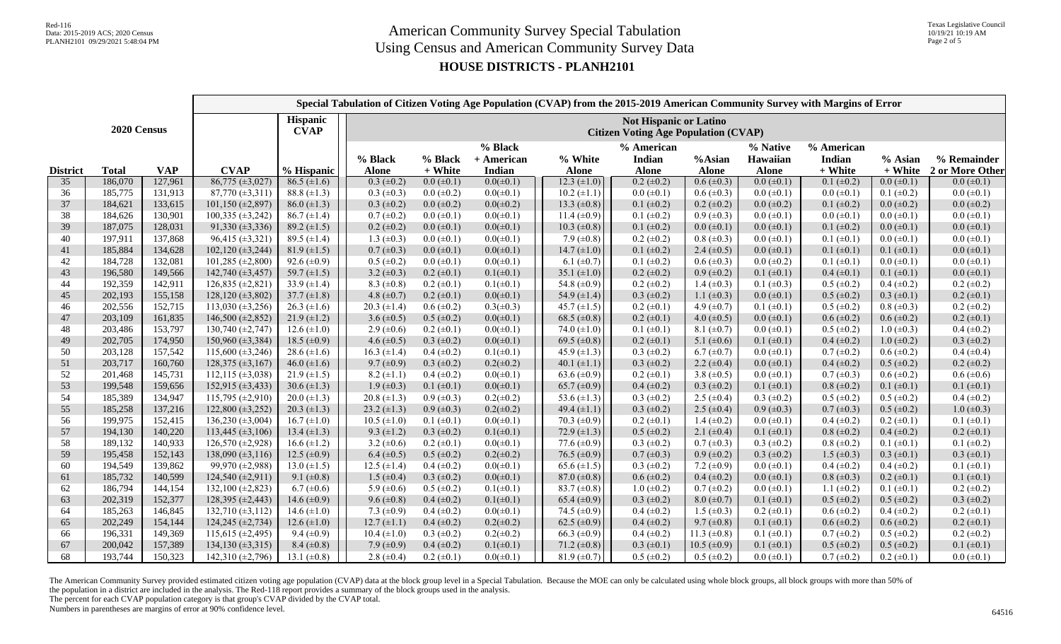# American Community Survey Special Tabulation
# Using Census and American Community Survey Data
## HOUSE DISTRICTS - PLANH2101

Red-116
Data: 2015-2019 ACS; 2020 Census
PLANH2101 09/29/2021 5:48:04 PM

Texas Legislative Council
10/19/21 10:19 AM

| 2020 Census | | | Special Tabulation of Citizen Voting Age Population (CVAP) from the 2015-2019 American Community Survey with Margins of Error | | | | | | | | | | | | |
|---|---|---|---|---|---|---|---|---|---|---|---|---|---|---|---|
| | | | | Hispanic CVAP | Not Hispanic or Latino Citizen Voting Age Population (CVAP) | | | | | | | | | | |
| District | Total | VAP | CVAP | % Hispanic | % Black Alone | % Black + White | % Black + American Indian | % White Alone | % American Indian Alone | %Asian Alone | % Native Hawaiian Alone | % American Indian + White | % Asian + White | % Remainder 2 or More Other |
| 35 | 186,070 | 127,961 | 86,775 (±3,027) | 86.5 (±1.6) | 0.3 (±0.2) | 0.0 (±0.1) | 0.0(±0.1) | 12.3 (±1.0) | 0.2 (±0.2) | 0.6 (±0.3) | 0.0 (±0.1) | 0.1 (±0.2) | 0.0 (±0.1) | 0.0 (±0.1) |
| 36 | 185,775 | 131,913 | 87,770 (±3,311) | 88.8 (±1.3) | 0.3 (±0.3) | 0.0 (±0.2) | 0.0(±0.1) | 10.2 (±1.1) | 0.0 (±0.1) | 0.6 (±0.3) | 0.0 (±0.1) | 0.0 (±0.1) | 0.1 (±0.2) | 0.0 (±0.1) |
| 37 | 184,621 | 133,615 | 101,150 (±2,897) | 86.0 (±1.3) | 0.3 (±0.2) | 0.0 (±0.2) | 0.0(±0.2) | 13.3 (±0.8) | 0.1 (±0.2) | 0.2 (±0.2) | 0.0 (±0.2) | 0.1 (±0.2) | 0.0 (±0.2) | 0.0 (±0.2) |
| 38 | 184,626 | 130,901 | 100,335 (±3,242) | 86.7 (±1.4) | 0.7 (±0.2) | 0.0 (±0.1) | 0.0(±0.1) | 11.4 (±0.9) | 0.1 (±0.2) | 0.9 (±0.3) | 0.0 (±0.1) | 0.0 (±0.1) | 0.0 (±0.1) | 0.0 (±0.1) |
| 39 | 187,075 | 128,031 | 91,330 (±3,336) | 89.2 (±1.5) | 0.2 (±0.2) | 0.0 (±0.1) | 0.0(±0.1) | 10.3 (±0.8) | 0.1 (±0.2) | 0.0 (±0.1) | 0.0 (±0.1) | 0.1 (±0.2) | 0.0 (±0.1) | 0.0 (±0.1) |
| 40 | 197,911 | 137,868 | 96,415 (±3,321) | 89.5 (±1.4) | 1.3 (±0.3) | 0.0 (±0.1) | 0.0(±0.1) | 7.9 (±0.8) | 0.2 (±0.2) | 0.8 (±0.3) | 0.0 (±0.1) | 0.1 (±0.1) | 0.0 (±0.1) | 0.0 (±0.1) |
| 41 | 185,884 | 134,628 | 102,120 (±3,244) | 81.9 (±1.5) | 0.7 (±0.3) | 0.0 (±0.1) | 0.0(±0.1) | 14.7 (±1.0) | 0.1 (±0.2) | 2.4 (±0.5) | 0.0 (±0.1) | 0.1 (±0.1) | 0.1 (±0.1) | 0.0 (±0.1) |
| 42 | 184,728 | 132,081 | 101,285 (±2,800) | 92.6 (±0.9) | 0.5 (±0.2) | 0.0 (±0.1) | 0.0(±0.1) | 6.1 (±0.7) | 0.1 (±0.2) | 0.6 (±0.3) | 0.0 (±0.2) | 0.1 (±0.1) | 0.0 (±0.1) | 0.0 (±0.1) |
| 43 | 196,580 | 149,566 | 142,740 (±3,457) | 59.7 (±1.5) | 3.2 (±0.3) | 0.2 (±0.1) | 0.1(±0.1) | 35.1 (±1.0) | 0.2 (±0.2) | 0.9 (±0.2) | 0.1 (±0.1) | 0.4 (±0.1) | 0.1 (±0.1) | 0.0 (±0.1) |
| 44 | 192,359 | 142,911 | 126,835 (±2,821) | 33.9 (±1.4) | 8.3 (±0.8) | 0.2 (±0.1) | 0.1(±0.1) | 54.8 (±0.9) | 0.2 (±0.2) | 1.4 (±0.3) | 0.1 (±0.3) | 0.5 (±0.2) | 0.4 (±0.2) | 0.2 (±0.2) |
| 45 | 202,193 | 155,158 | 128,120 (±3,802) | 37.7 (±1.8) | 4.8 (±0.7) | 0.2 (±0.1) | 0.0(±0.1) | 54.9 (±1.4) | 0.3 (±0.2) | 1.1 (±0.3) | 0.0 (±0.1) | 0.5 (±0.2) | 0.3 (±0.1) | 0.2 (±0.1) |
| 46 | 202,556 | 152,715 | 113,030 (±3,256) | 26.3 (±1.6) | 20.3 (±1.4) | 0.6 (±0.2) | 0.3(±0.3) | 45.7 (±1.5) | 0.2 (±0.1) | 4.9 (±0.7) | 0.1 (±0.1) | 0.5 (±0.2) | 0.8 (±0.3) | 0.2 (±0.2) |
| 47 | 203,109 | 161,835 | 146,500 (±2,852) | 21.9 (±1.2) | 3.6 (±0.5) | 0.5 (±0.2) | 0.0(±0.1) | 68.5 (±0.8) | 0.2 (±0.1) | 4.0 (±0.5) | 0.0 (±0.1) | 0.6 (±0.2) | 0.6 (±0.2) | 0.2 (±0.1) |
| 48 | 203,486 | 153,797 | 130,740 (±2,747) | 12.6 (±1.0) | 2.9 (±0.6) | 0.2 (±0.1) | 0.0(±0.1) | 74.0 (±1.0) | 0.1 (±0.1) | 8.1 (±0.7) | 0.0 (±0.1) | 0.5 (±0.2) | 1.0 (±0.3) | 0.4 (±0.2) |
| 49 | 202,705 | 174,950 | 150,960 (±3,384) | 18.5 (±0.9) | 4.6 (±0.5) | 0.3 (±0.2) | 0.0(±0.1) | 69.5 (±0.8) | 0.2 (±0.1) | 5.1 (±0.6) | 0.1 (±0.1) | 0.4 (±0.2) | 1.0 (±0.2) | 0.3 (±0.2) |
| 50 | 203,128 | 157,542 | 115,600 (±3,246) | 28.6 (±1.6) | 16.3 (±1.4) | 0.4 (±0.2) | 0.1(±0.1) | 45.9 (±1.3) | 0.3 (±0.2) | 6.7 (±0.7) | 0.0 (±0.1) | 0.7 (±0.2) | 0.6 (±0.2) | 0.4 (±0.4) |
| 51 | 203,717 | 160,760 | 128,375 (±3,167) | 46.0 (±1.6) | 9.7 (±0.9) | 0.3 (±0.2) | 0.2(±0.2) | 40.1 (±1.1) | 0.3 (±0.2) | 2.2 (±0.4) | 0.0 (±0.1) | 0.4 (±0.2) | 0.5 (±0.2) | 0.2 (±0.2) |
| 52 | 201,468 | 145,731 | 112,115 (±3,038) | 21.9 (±1.5) | 8.2 (±1.1) | 0.4 (±0.2) | 0.0(±0.1) | 63.6 (±0.9) | 0.2 (±0.1) | 3.8 (±0.5) | 0.0 (±0.1) | 0.7 (±0.3) | 0.6 (±0.2) | 0.6 (±0.6) |
| 53 | 199,548 | 159,656 | 152,915 (±3,433) | 30.6 (±1.3) | 1.9 (±0.3) | 0.1 (±0.1) | 0.0(±0.1) | 65.7 (±0.9) | 0.4 (±0.2) | 0.3 (±0.2) | 0.1 (±0.1) | 0.8 (±0.2) | 0.1 (±0.1) | 0.1 (±0.1) |
| 54 | 185,389 | 134,947 | 115,795 (±2,910) | 20.0 (±1.3) | 20.8 (±1.3) | 0.9 (±0.3) | 0.2(±0.2) | 53.6 (±1.3) | 0.3 (±0.2) | 2.5 (±0.4) | 0.3 (±0.2) | 0.5 (±0.2) | 0.5 (±0.2) | 0.4 (±0.2) |
| 55 | 185,258 | 137,216 | 122,800 (±3,252) | 20.3 (±1.3) | 23.2 (±1.3) | 0.9 (±0.3) | 0.2(±0.2) | 49.4 (±1.1) | 0.3 (±0.2) | 2.5 (±0.4) | 0.9 (±0.3) | 0.7 (±0.3) | 0.5 (±0.2) | 1.0 (±0.3) |
| 56 | 199,975 | 152,415 | 136,230 (±3,004) | 16.7 (±1.0) | 10.5 (±1.0) | 0.1 (±0.1) | 0.0(±0.1) | 70.3 (±0.9) | 0.2 (±0.1) | 1.4 (±0.2) | 0.0 (±0.1) | 0.4 (±0.2) | 0.2 (±0.1) | 0.1 (±0.1) |
| 57 | 194,130 | 140,220 | 113,445 (±3,106) | 13.4 (±1.3) | 9.3 (±1.2) | 0.3 (±0.2) | 0.1(±0.1) | 72.9 (±1.3) | 0.5 (±0.2) | 2.1 (±0.4) | 0.1 (±0.1) | 0.8 (±0.2) | 0.4 (±0.2) | 0.2 (±0.1) |
| 58 | 189,132 | 140,933 | 126,570 (±2,928) | 16.6 (±1.2) | 3.2 (±0.6) | 0.2 (±0.1) | 0.0(±0.1) | 77.6 (±0.9) | 0.3 (±0.2) | 0.7 (±0.3) | 0.3 (±0.2) | 0.8 (±0.2) | 0.1 (±0.1) | 0.1 (±0.2) |
| 59 | 195,458 | 152,143 | 138,090 (±3,116) | 12.5 (±0.9) | 6.4 (±0.5) | 0.5 (±0.2) | 0.2(±0.2) | 76.5 (±0.9) | 0.7 (±0.3) | 0.9 (±0.2) | 0.3 (±0.2) | 1.5 (±0.3) | 0.3 (±0.1) | 0.3 (±0.1) |
| 60 | 194,549 | 139,862 | 99,970 (±2,988) | 13.0 (±1.5) | 12.5 (±1.4) | 0.4 (±0.2) | 0.0(±0.1) | 65.6 (±1.5) | 0.3 (±0.2) | 7.2 (±0.9) | 0.0 (±0.1) | 0.4 (±0.2) | 0.4 (±0.2) | 0.1 (±0.1) |
| 61 | 185,732 | 140,599 | 124,540 (±2,911) | 9.1 (±0.8) | 1.5 (±0.4) | 0.3 (±0.2) | 0.0(±0.1) | 87.0 (±0.8) | 0.6 (±0.2) | 0.4 (±0.2) | 0.0 (±0.1) | 0.8 (±0.3) | 0.2 (±0.1) | 0.1 (±0.1) |
| 62 | 186,794 | 144,154 | 132,100 (±2,823) | 6.7 (±0.6) | 5.9 (±0.6) | 0.5 (±0.2) | 0.1(±0.1) | 83.7 (±0.8) | 1.0 (±0.2) | 0.7 (±0.2) | 0.0 (±0.1) | 1.1 (±0.2) | 0.1 (±0.1) | 0.2 (±0.2) |
| 63 | 202,319 | 152,377 | 128,395 (±2,443) | 14.6 (±0.9) | 9.6 (±0.8) | 0.4 (±0.2) | 0.1(±0.1) | 65.4 (±0.9) | 0.3 (±0.2) | 8.0 (±0.7) | 0.1 (±0.1) | 0.5 (±0.2) | 0.5 (±0.2) | 0.3 (±0.2) |
| 64 | 185,263 | 146,845 | 132,710 (±3,112) | 14.6 (±1.0) | 7.3 (±0.9) | 0.4 (±0.2) | 0.0(±0.1) | 74.5 (±0.9) | 0.4 (±0.2) | 1.5 (±0.3) | 0.2 (±0.1) | 0.6 (±0.2) | 0.4 (±0.2) | 0.2 (±0.1) |
| 65 | 202,249 | 154,144 | 124,245 (±2,734) | 12.6 (±1.0) | 12.7 (±1.1) | 0.4 (±0.2) | 0.2(±0.2) | 62.5 (±0.9) | 0.4 (±0.2) | 9.7 (±0.8) | 0.1 (±0.1) | 0.6 (±0.2) | 0.6 (±0.2) | 0.2 (±0.1) |
| 66 | 196,331 | 149,369 | 115,615 (±2,495) | 9.4 (±0.9) | 10.4 (±1.0) | 0.3 (±0.2) | 0.2(±0.2) | 66.3 (±0.9) | 0.4 (±0.2) | 11.3 (±0.8) | 0.1 (±0.1) | 0.7 (±0.2) | 0.5 (±0.2) | 0.2 (±0.2) |
| 67 | 200,042 | 157,389 | 134,130 (±3,315) | 8.4 (±0.8) | 7.9 (±0.9) | 0.4 (±0.2) | 0.1(±0.1) | 71.2 (±0.8) | 0.3 (±0.1) | 10.5 (±0.9) | 0.1 (±0.1) | 0.5 (±0.2) | 0.5 (±0.2) | 0.1 (±0.1) |
| 68 | 193,744 | 150,323 | 142,310 (±2,796) | 13.1 (±0.8) | 2.8 (±0.4) | 0.2 (±0.1) | 0.0(±0.1) | 81.9 (±0.7) | 0.5 (±0.2) | 0.5 (±0.2) | 0.0 (±0.1) | 0.7 (±0.2) | 0.2 (±0.1) | 0.0 (±0.1) |

The American Community Survey provided estimated citizen voting age population (CVAP) data at the block group level in a Special Tabulation. Because the MOE can only be calculated using whole block groups, all block groups with more than 50% of the population in a district are included in the analysis. The Red-118 report provides a summary of the block groups used in the analysis.
The percent for each CVAP population category is that group's CVAP divided by the CVAP total.
Numbers in parentheses are margins of error at 90% confidence level.

64516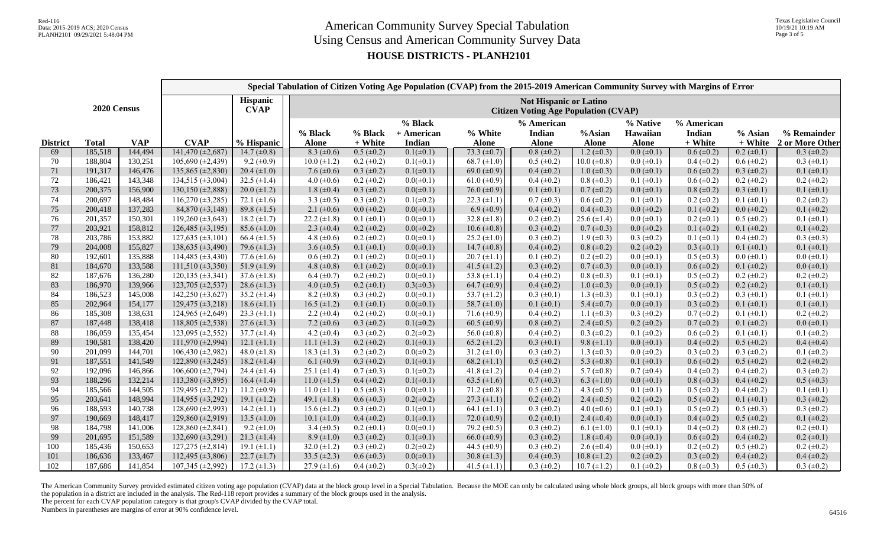# American Community Survey Special Tabulation
## Using Census and American Community Survey Data
### HOUSE DISTRICTS - PLANH2101

| | 2020 Census | | Special Tabulation of Citizen Voting Age Population (CVAP) from the 2015-2019 American Community Survey with Margins of Error | | | | | | | | | | | | |
|---|---|---|---|---|---|---|---|---|---|---|---|---|---|---|---|
| | | | | Hispanic CVAP | Not Hispanic or Latino Citizen Voting Age Population (CVAP) | | | | | | | | | | |
| **District** | **Total** | **VAP** | **CVAP** | **% Hispanic** | **% Black Alone** | **% Black + White** | **% Black + American Indian** | **% White Alone** | **% American Indian Alone** | **%Asian Alone** | **% Native Hawaiian Alone** | **% American Indian + White** | **% Asian + White** | **% Remainder 2 or More Other** |
| 69 | 185,518 | 144,494 | 141,470 (±2,687) | 14.7 (±0.8) | 8.3 (±0.6) | 0.5 (±0.2) | 0.1(±0.1) | 73.3 (±0.7) | 0.8 (±0.2) | 1.2 (±0.3) | 0.0 (±0.1) | 0.6 (±0.2) | 0.2 (±0.1) | 0.3 (±0.2) |
| 70 | 188,804 | 130,251 | 105,690 (±2,439) | 9.2 (±0.9) | 10.0 (±1.2) | 0.2 (±0.2) | 0.1(±0.1) | 68.7 (±1.0) | 0.5 (±0.2) | 10.0 (±0.8) | 0.0 (±0.1) | 0.4 (±0.2) | 0.6 (±0.2) | 0.3 (±0.1) |
| 71 | 191,317 | 146,476 | 135,865 (±2,830) | 20.4 (±1.0) | 7.6 (±0.6) | 0.3 (±0.2) | 0.1(±0.1) | 69.0 (±0.9) | 0.4 (±0.2) | 1.0 (±0.3) | 0.0 (±0.1) | 0.6 (±0.2) | 0.3 (±0.2) | 0.1 (±0.1) |
| 72 | 186,421 | 143,348 | 134,515 (±3,004) | 32.5 (±1.4) | 4.0 (±0.6) | 0.2 (±0.2) | 0.0(±0.1) | 61.0 (±0.9) | 0.4 (±0.2) | 0.8 (±0.3) | 0.1 (±0.1) | 0.6 (±0.2) | 0.2 (±0.2) | 0.2 (±0.2) |
| 73 | 200,375 | 156,900 | 130,150 (±2,888) | 20.0 (±1.2) | 1.8 (±0.4) | 0.3 (±0.2) | 0.0(±0.1) | 76.0 (±0.9) | 0.1 (±0.1) | 0.7 (±0.2) | 0.0 (±0.1) | 0.8 (±0.2) | 0.3 (±0.1) | 0.1 (±0.1) |
| 74 | 200,697 | 148,484 | 116,270 (±3,285) | 72.1 (±1.6) | 3.3 (±0.5) | 0.3 (±0.2) | 0.1(±0.2) | 22.3 (±1.1) | 0.7 (±0.3) | 0.6 (±0.2) | 0.1 (±0.1) | 0.2 (±0.2) | 0.1 (±0.1) | 0.2 (±0.2) |
| 75 | 200,418 | 137,283 | 84,870 (±3,148) | 89.8 (±1.5) | 2.1 (±0.6) | 0.0 (±0.2) | 0.0(±0.1) | 6.9 (±0.9) | 0.4 (±0.2) | 0.4 (±0.3) | 0.0 (±0.2) | 0.1 (±0.2) | 0.0 (±0.2) | 0.1 (±0.2) |
| 76 | 201,357 | 150,301 | 119,260 (±3,643) | 18.2 (±1.7) | 22.2 (±1.8) | 0.1 (±0.1) | 0.0(±0.1) | 32.8 (±1.8) | 0.2 (±0.2) | 25.6 (±1.4) | 0.0 (±0.1) | 0.2 (±0.1) | 0.5 (±0.2) | 0.1 (±0.1) |
| 77 | 203,921 | 158,812 | 126,485 (±3,195) | 85.6 (±1.0) | 2.3 (±0.4) | 0.2 (±0.2) | 0.0(±0.2) | 10.6 (±0.8) | 0.3 (±0.2) | 0.7 (±0.3) | 0.0 (±0.2) | 0.1 (±0.2) | 0.1 (±0.2) | 0.1 (±0.2) |
| 78 | 203,786 | 153,882 | 127,635 (±3,101) | 66.4 (±1.5) | 4.8 (±0.6) | 0.2 (±0.2) | 0.0(±0.1) | 25.2 (±1.0) | 0.3 (±0.2) | 1.9 (±0.3) | 0.3 (±0.2) | 0.1 (±0.1) | 0.4 (±0.2) | 0.3 (±0.3) |
| 79 | 204,008 | 155,827 | 138,635 (±3,490) | 79.6 (±1.3) | 3.6 (±0.5) | 0.1 (±0.1) | 0.0(±0.1) | 14.7 (±0.8) | 0.4 (±0.2) | 0.8 (±0.2) | 0.2 (±0.2) | 0.3 (±0.1) | 0.1 (±0.1) | 0.1 (±0.1) |
| 80 | 192,601 | 135,888 | 114,485 (±3,430) | 77.6 (±1.6) | 0.6 (±0.2) | 0.1 (±0.2) | 0.0(±0.1) | 20.7 (±1.1) | 0.1 (±0.2) | 0.2 (±0.2) | 0.0 (±0.1) | 0.5 (±0.3) | 0.0 (±0.1) | 0.0 (±0.1) |
| 81 | 184,670 | 133,588 | 111,510 (±3,350) | 51.9 (±1.9) | 4.8 (±0.8) | 0.1 (±0.2) | 0.0(±0.1) | 41.5 (±1.2) | 0.3 (±0.2) | 0.7 (±0.3) | 0.0 (±0.1) | 0.6 (±0.2) | 0.1 (±0.2) | 0.0 (±0.1) |
| 82 | 187,676 | 136,280 | 120,135 (±3,341) | 37.6 (±1.8) | 6.4 (±0.7) | 0.2 (±0.2) | 0.0(±0.1) | 53.8 (±1.1) | 0.4 (±0.2) | 0.8 (±0.3) | 0.1 (±0.1) | 0.5 (±0.2) | 0.2 (±0.2) | 0.2 (±0.2) |
| 83 | 186,970 | 139,966 | 123,705 (±2,527) | 28.6 (±1.3) | 4.0 (±0.5) | 0.2 (±0.1) | 0.3(±0.3) | 64.7 (±0.9) | 0.4 (±0.2) | 1.0 (±0.3) | 0.0 (±0.1) | 0.5 (±0.2) | 0.2 (±0.2) | 0.1 (±0.1) |
| 84 | 186,523 | 145,008 | 142,250 (±3,627) | 35.2 (±1.4) | 8.2 (±0.8) | 0.3 (±0.2) | 0.0(±0.1) | 53.7 (±1.2) | 0.3 (±0.1) | 1.3 (±0.3) | 0.1 (±0.1) | 0.3 (±0.2) | 0.3 (±0.1) | 0.1 (±0.1) |
| 85 | 202,964 | 154,177 | 129,475 (±3,218) | 18.6 (±1.1) | 16.5 (±1.2) | 0.1 (±0.1) | 0.0(±0.1) | 58.7 (±1.0) | 0.1 (±0.1) | 5.4 (±0.7) | 0.0 (±0.1) | 0.3 (±0.2) | 0.1 (±0.1) | 0.1 (±0.1) |
| 86 | 185,308 | 138,631 | 124,965 (±2,649) | 23.3 (±1.1) | 2.2 (±0.4) | 0.2 (±0.2) | 0.0(±0.1) | 71.6 (±0.9) | 0.4 (±0.2) | 1.1 (±0.3) | 0.3 (±0.2) | 0.7 (±0.2) | 0.1 (±0.1) | 0.2 (±0.2) |
| 87 | 187,448 | 138,418 | 118,805 (±2,538) | 27.6 (±1.3) | 7.2 (±0.6) | 0.3 (±0.2) | 0.1(±0.2) | 60.5 (±0.9) | 0.8 (±0.2) | 2.4 (±0.5) | 0.2 (±0.2) | 0.7 (±0.2) | 0.1 (±0.2) | 0.0 (±0.1) |
| 88 | 186,059 | 135,454 | 123,095 (±2,552) | 37.7 (±1.4) | 4.2 (±0.4) | 0.3 (±0.2) | 0.2(±0.2) | 56.0 (±0.8) | 0.4 (±0.2) | 0.3 (±0.2) | 0.1 (±0.2) | 0.6 (±0.2) | 0.1 (±0.1) | 0.1 (±0.2) |
| 89 | 190,581 | 138,420 | 111,970 (±2,994) | 12.1 (±1.1) | 11.1 (±1.3) | 0.2 (±0.2) | 0.1(±0.1) | 65.2 (±1.2) | 0.3 (±0.1) | 9.8 (±1.1) | 0.0 (±0.1) | 0.4 (±0.2) | 0.5 (±0.2) | 0.4 (±0.4) |
| 90 | 201,099 | 144,701 | 106,430 (±2,982) | 48.0 (±1.8) | 18.3 (±1.3) | 0.2 (±0.2) | 0.0(±0.2) | 31.2 (±1.0) | 0.3 (±0.2) | 1.3 (±0.3) | 0.0 (±0.2) | 0.3 (±0.2) | 0.3 (±0.2) | 0.1 (±0.2) |
| 91 | 187,551 | 141,549 | 122,890 (±3,245) | 18.2 (±1.4) | 6.1 (±0.9) | 0.3 (±0.2) | 0.1(±0.1) | 68.2 (±1.1) | 0.5 (±0.2) | 5.3 (±0.8) | 0.1 (±0.1) | 0.6 (±0.2) | 0.5 (±0.2) | 0.2 (±0.2) |
| 92 | 192,096 | 146,866 | 106,600 (±2,794) | 24.4 (±1.4) | 25.1 (±1.4) | 0.7 (±0.3) | 0.1(±0.2) | 41.8 (±1.2) | 0.4 (±0.2) | 5.7 (±0.8) | 0.7 (±0.4) | 0.4 (±0.2) | 0.4 (±0.2) | 0.3 (±0.2) |
| 93 | 188,296 | 132,214 | 113,380 (±3,895) | 16.4 (±1.4) | 11.0 (±1.5) | 0.4 (±0.2) | 0.1(±0.1) | 63.5 (±1.6) | 0.7 (±0.3) | 6.3 (±1.0) | 0.0 (±0.1) | 0.8 (±0.3) | 0.4 (±0.2) | 0.5 (±0.3) |
| 94 | 185,566 | 144,505 | 129,495 (±2,712) | 11.2 (±0.9) | 11.0 (±1.1) | 0.5 (±0.3) | 0.0(±0.1) | 71.2 (±0.8) | 0.5 (±0.2) | 4.3 (±0.5) | 0.1 (±0.1) | 0.5 (±0.2) | 0.4 (±0.2) | 0.1 (±0.1) |
| 95 | 203,641 | 148,994 | 114,955 (±3,292) | 19.1 (±1.2) | 49.1 (±1.8) | 0.6 (±0.3) | 0.2(±0.2) | 27.3 (±1.1) | 0.2 (±0.2) | 2.4 (±0.5) | 0.2 (±0.2) | 0.5 (±0.2) | 0.1 (±0.1) | 0.3 (±0.2) |
| 96 | 188,593 | 140,738 | 128,690 (±2,993) | 14.2 (±1.1) | 15.6 (±1.2) | 0.3 (±0.2) | 0.1(±0.1) | 64.1 (±1.1) | 0.3 (±0.2) | 4.0 (±0.6) | 0.1 (±0.1) | 0.5 (±0.2) | 0.5 (±0.3) | 0.3 (±0.2) |
| 97 | 190,669 | 148,417 | 129,860 (±2,919) | 13.5 (±1.0) | 10.1 (±1.0) | 0.4 (±0.2) | 0.1(±0.1) | 72.0 (±0.9) | 0.2 (±0.1) | 2.4 (±0.4) | 0.0 (±0.1) | 0.4 (±0.2) | 0.5 (±0.2) | 0.1 (±0.2) |
| 98 | 184,798 | 141,006 | 128,860 (±2,841) | 9.2 (±1.0) | 3.4 (±0.5) | 0.2 (±0.1) | 0.0(±0.1) | 79.2 (±0.5) | 0.3 (±0.2) | 6.1 (±1.0) | 0.1 (±0.1) | 0.4 (±0.2) | 0.8 (±0.2) | 0.2 (±0.1) |
| 99 | 201,695 | 151,589 | 132,690 (±3,291) | 21.3 (±1.4) | 8.9 (±1.0) | 0.3 (±0.2) | 0.1(±0.1) | 66.0 (±0.9) | 0.3 (±0.2) | 1.8 (±0.4) | 0.0 (±0.1) | 0.6 (±0.2) | 0.4 (±0.2) | 0.2 (±0.1) |
| 100 | 185,436 | 150,653 | 127,275 (±2,814) | 19.1 (±1.1) | 32.0 (±1.2) | 0.3 (±0.2) | 0.2(±0.2) | 44.5 (±0.9) | 0.3 (±0.2) | 2.6 (±0.4) | 0.0 (±0.1) | 0.2 (±0.2) | 0.5 (±0.2) | 0.2 (±0.2) |
| 101 | 186,636 | 133,467 | 112,495 (±3,806) | 22.7 (±1.7) | 33.5 (±2.3) | 0.6 (±0.3) | 0.0(±0.1) | 30.8 (±1.3) | 0.4 (±0.3) | 10.8 (±1.2) | 0.2 (±0.2) | 0.3 (±0.2) | 0.4 (±0.2) | 0.4 (±0.2) |
| 102 | 187,686 | 141,854 | 107,345 (±2,992) | 17.2 (±1.3) | 27.9 (±1.6) | 0.4 (±0.2) | 0.3(±0.2) | 41.5 (±1.1) | 0.3 (±0.2) | 10.7 (±1.2) | 0.1 (±0.2) | 0.8 (±0.3) | 0.5 (±0.3) | 0.3 (±0.2) |

The American Community Survey provided estimated citizen voting age population (CVAP) data at the block group level in a Special Tabulation. Because the MOE can only be calculated using whole block groups, all block groups with more than 50% of the population in a district are included in the analysis. The Red-118 report provides a summary of the block groups used in the analysis.
The percent for each CVAP population category is that group's CVAP divided by the CVAP total.
Numbers in parentheses are margins of error at 90% confidence level.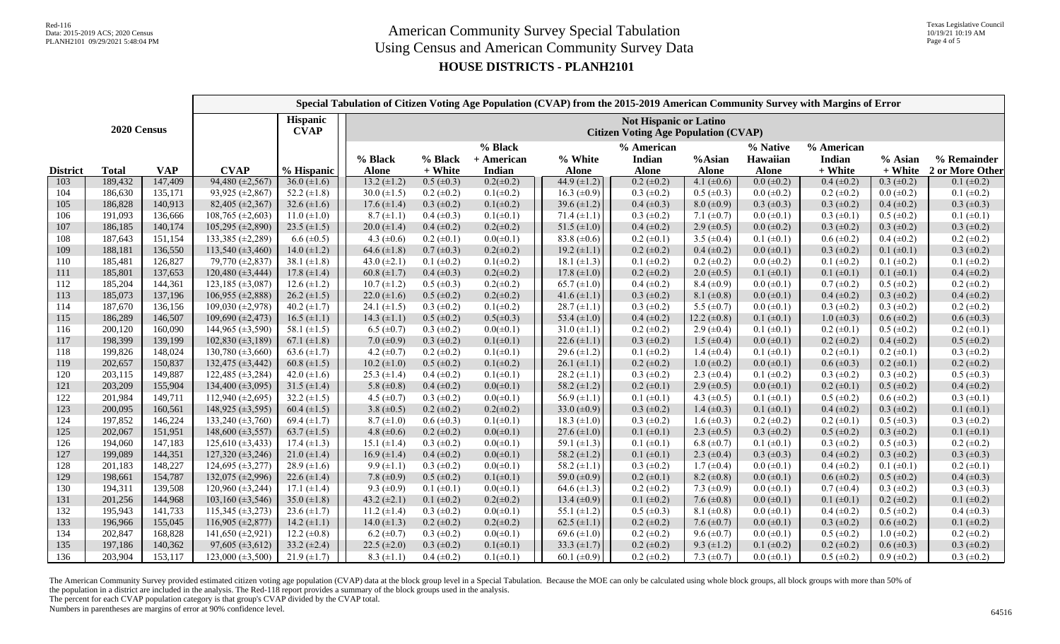# American Community Survey Special Tabulation
# Using Census and American Community Survey Data
## HOUSE DISTRICTS - PLANH2101

| | 2020 Census | | Special Tabulation of Citizen Voting Age Population (CVAP) from the 2015-2019 American Community Survey with Margins of Error | Hispanic CVAP | Not Hispanic or Latino Citizen Voting Age Population (CVAP) | | | | | | | | | | |
|---|---|---|---|---|---|---|---|---|---|---|---|---|---|---|---|
| **District** | **Total** | **VAP** | **CVAP** | **% Hispanic** | **% Black Alone** | **% Black + White** | **% Black + American Indian** | **% White Alone** | **% American Indian Alone** | **%Asian Alone** | **% Native Hawaiian Alone** | **% American Indian + White** | **% Asian + White** | **% Remainder 2 or More Other** |
| 103 | 189,432 | 147,409 | 94,480 (±2,567) | 36.0 (±1.6) | 13.2 (±1.2) | 0.5 (±0.3) | 0.2(±0.2) | 44.9 (±1.2) | 0.2 (±0.2) | 4.1 (±0.6) | 0.0 (±0.2) | 0.4 (±0.2) | 0.3 (±0.2) | 0.1 (±0.2) |
| 104 | 186,630 | 135,171 | 93,925 (±2,867) | 52.2 (±1.8) | 30.0 (±1.5) | 0.2 (±0.2) | 0.1(±0.2) | 16.3 (±0.9) | 0.3 (±0.2) | 0.5 (±0.3) | 0.0 (±0.2) | 0.2 (±0.2) | 0.0 (±0.2) | 0.1 (±0.2) |
| 105 | 186,828 | 140,913 | 82,405 (±2,367) | 32.6 (±1.6) | 17.6 (±1.4) | 0.3 (±0.2) | 0.1(±0.2) | 39.6 (±1.2) | 0.4 (±0.3) | 8.0 (±0.9) | 0.3 (±0.3) | 0.3 (±0.2) | 0.4 (±0.2) | 0.3 (±0.3) |
| 106 | 191,093 | 136,666 | 108,765 (±2,603) | 11.0 (±1.0) | 8.7 (±1.1) | 0.4 (±0.3) | 0.1(±0.1) | 71.4 (±1.1) | 0.3 (±0.2) | 7.1 (±0.7) | 0.0 (±0.1) | 0.3 (±0.1) | 0.5 (±0.2) | 0.1 (±0.1) |
| 107 | 186,185 | 140,174 | 105,295 (±2,890) | 23.5 (±1.5) | 20.0 (±1.4) | 0.4 (±0.2) | 0.2(±0.2) | 51.5 (±1.0) | 0.4 (±0.2) | 2.9 (±0.5) | 0.0 (±0.2) | 0.3 (±0.2) | 0.3 (±0.2) | 0.3 (±0.2) |
| 108 | 187,643 | 151,154 | 133,385 (±2,289) | 6.6 (±0.5) | 4.3 (±0.6) | 0.2 (±0.1) | 0.0(±0.1) | 83.8 (±0.6) | 0.2 (±0.1) | 3.5 (±0.4) | 0.1 (±0.1) | 0.6 (±0.2) | 0.4 (±0.2) | 0.2 (±0.2) |
| 109 | 188,181 | 136,550 | 113,540 (±3,460) | 14.0 (±1.2) | 64.6 (±1.8) | 0.7 (±0.3) | 0.2(±0.2) | 19.2 (±1.1) | 0.2 (±0.2) | 0.4 (±0.2) | 0.0 (±0.1) | 0.3 (±0.2) | 0.1 (±0.1) | 0.3 (±0.2) |
| 110 | 185,481 | 126,827 | 79,770 (±2,837) | 38.1 (±1.8) | 43.0 (±2.1) | 0.1 (±0.2) | 0.1(±0.2) | 18.1 (±1.3) | 0.1 (±0.2) | 0.2 (±0.2) | 0.0 (±0.2) | 0.1 (±0.2) | 0.1 (±0.2) | 0.1 (±0.2) |
| 111 | 185,801 | 137,653 | 120,480 (±3,444) | 17.8 (±1.4) | 60.8 (±1.7) | 0.4 (±0.3) | 0.2(±0.2) | 17.8 (±1.0) | 0.2 (±0.2) | 2.0 (±0.5) | 0.1 (±0.1) | 0.1 (±0.1) | 0.1 (±0.1) | 0.4 (±0.2) |
| 112 | 185,204 | 144,361 | 123,185 (±3,087) | 12.6 (±1.2) | 10.7 (±1.2) | 0.5 (±0.3) | 0.2(±0.2) | 65.7 (±1.0) | 0.4 (±0.2) | 8.4 (±0.9) | 0.0 (±0.1) | 0.7 (±0.2) | 0.5 (±0.2) | 0.2 (±0.2) |
| 113 | 185,073 | 137,196 | 106,955 (±2,888) | 26.2 (±1.5) | 22.0 (±1.6) | 0.5 (±0.2) | 0.2(±0.2) | 41.6 (±1.1) | 0.3 (±0.2) | 8.1 (±0.8) | 0.0 (±0.1) | 0.4 (±0.2) | 0.3 (±0.2) | 0.4 (±0.2) |
| 114 | 187,670 | 136,156 | 109,030 (±2,978) | 40.2 (±1.7) | 24.1 (±1.5) | 0.3 (±0.2) | 0.1(±0.2) | 28.7 (±1.1) | 0.3 (±0.2) | 5.5 (±0.7) | 0.0 (±0.1) | 0.3 (±0.2) | 0.3 (±0.2) | 0.2 (±0.2) |
| 115 | 186,289 | 146,507 | 109,690 (±2,473) | 16.5 (±1.1) | 14.3 (±1.1) | 0.5 (±0.2) | 0.5(±0.3) | 53.4 (±1.0) | 0.4 (±0.2) | 12.2 (±0.8) | 0.1 (±0.1) | 1.0 (±0.3) | 0.6 (±0.2) | 0.6 (±0.3) |
| 116 | 200,120 | 160,090 | 144,965 (±3,590) | 58.1 (±1.5) | 6.5 (±0.7) | 0.3 (±0.2) | 0.0(±0.1) | 31.0 (±1.1) | 0.2 (±0.2) | 2.9 (±0.4) | 0.1 (±0.1) | 0.2 (±0.1) | 0.5 (±0.2) | 0.2 (±0.1) |
| 117 | 198,399 | 139,199 | 102,830 (±3,189) | 67.1 (±1.8) | 7.0 (±0.9) | 0.3 (±0.2) | 0.1(±0.1) | 22.6 (±1.1) | 0.3 (±0.2) | 1.5 (±0.4) | 0.0 (±0.1) | 0.2 (±0.2) | 0.4 (±0.2) | 0.5 (±0.2) |
| 118 | 199,826 | 148,024 | 130,780 (±3,660) | 63.6 (±1.7) | 4.2 (±0.7) | 0.2 (±0.2) | 0.1(±0.1) | 29.6 (±1.2) | 0.1 (±0.2) | 1.4 (±0.4) | 0.1 (±0.1) | 0.2 (±0.1) | 0.2 (±0.1) | 0.3 (±0.2) |
| 119 | 202,657 | 150,837 | 132,475 (±3,442) | 60.8 (±1.5) | 10.2 (±1.0) | 0.5 (±0.2) | 0.1(±0.2) | 26.1 (±1.1) | 0.2 (±0.2) | 1.0 (±0.2) | 0.0 (±0.1) | 0.6 (±0.3) | 0.2 (±0.1) | 0.2 (±0.2) |
| 120 | 203,115 | 149,887 | 122,485 (±3,284) | 42.0 (±1.6) | 25.3 (±1.4) | 0.4 (±0.2) | 0.1(±0.1) | 28.2 (±1.1) | 0.3 (±0.2) | 2.3 (±0.4) | 0.1 (±0.2) | 0.3 (±0.2) | 0.3 (±0.2) | 0.5 (±0.3) |
| 121 | 203,209 | 155,904 | 134,400 (±3,095) | 31.5 (±1.4) | 5.8 (±0.8) | 0.4 (±0.2) | 0.0(±0.1) | 58.2 (±1.2) | 0.2 (±0.1) | 2.9 (±0.5) | 0.0 (±0.1) | 0.2 (±0.1) | 0.5 (±0.2) | 0.4 (±0.2) |
| 122 | 201,984 | 149,711 | 112,940 (±2,695) | 32.2 (±1.5) | 4.5 (±0.7) | 0.3 (±0.2) | 0.0(±0.1) | 56.9 (±1.1) | 0.1 (±0.1) | 4.3 (±0.5) | 0.1 (±0.1) | 0.5 (±0.2) | 0.6 (±0.2) | 0.3 (±0.1) |
| 123 | 200,095 | 160,561 | 148,925 (±3,595) | 60.4 (±1.5) | 3.8 (±0.5) | 0.2 (±0.2) | 0.2(±0.2) | 33.0 (±0.9) | 0.3 (±0.2) | 1.4 (±0.3) | 0.1 (±0.1) | 0.4 (±0.2) | 0.3 (±0.2) | 0.1 (±0.1) |
| 124 | 197,852 | 146,224 | 133,240 (±3,760) | 69.4 (±1.7) | 8.7 (±1.0) | 0.6 (±0.3) | 0.1(±0.1) | 18.3 (±1.0) | 0.3 (±0.2) | 1.6 (±0.3) | 0.2 (±0.2) | 0.2 (±0.1) | 0.5 (±0.3) | 0.3 (±0.2) |
| 125 | 202,067 | 151,951 | 148,600 (±3,557) | 63.7 (±1.5) | 4.8 (±0.6) | 0.2 (±0.2) | 0.0(±0.1) | 27.6 (±1.0) | 0.1 (±0.1) | 2.3 (±0.5) | 0.3 (±0.2) | 0.5 (±0.2) | 0.3 (±0.2) | 0.1 (±0.1) |
| 126 | 194,060 | 147,183 | 125,610 (±3,433) | 17.4 (±1.3) | 15.1 (±1.4) | 0.3 (±0.2) | 0.0(±0.1) | 59.1 (±1.3) | 0.1 (±0.1) | 6.8 (±0.7) | 0.1 (±0.1) | 0.3 (±0.2) | 0.5 (±0.3) | 0.2 (±0.2) |
| 127 | 199,089 | 144,351 | 127,320 (±3,246) | 21.0 (±1.4) | 16.9 (±1.4) | 0.4 (±0.2) | 0.0(±0.1) | 58.2 (±1.2) | 0.1 (±0.1) | 2.3 (±0.4) | 0.3 (±0.3) | 0.4 (±0.2) | 0.3 (±0.2) | 0.3 (±0.3) |
| 128 | 201,183 | 148,227 | 124,695 (±3,277) | 28.9 (±1.6) | 9.9 (±1.1) | 0.3 (±0.2) | 0.0(±0.1) | 58.2 (±1.1) | 0.3 (±0.2) | 1.7 (±0.4) | 0.0 (±0.1) | 0.4 (±0.2) | 0.1 (±0.1) | 0.2 (±0.1) |
| 129 | 198,661 | 154,787 | 132,075 (±2,996) | 22.6 (±1.4) | 7.8 (±0.9) | 0.5 (±0.2) | 0.1(±0.1) | 59.0 (±0.9) | 0.2 (±0.1) | 8.2 (±0.8) | 0.0 (±0.1) | 0.6 (±0.2) | 0.5 (±0.2) | 0.4 (±0.3) |
| 130 | 194,311 | 139,508 | 120,960 (±3,244) | 17.1 (±1.4) | 9.3 (±0.9) | 0.1 (±0.1) | 0.0(±0.1) | 64.6 (±1.3) | 0.2 (±0.2) | 7.3 (±0.9) | 0.0 (±0.1) | 0.7 (±0.4) | 0.3 (±0.2) | 0.3 (±0.3) |
| 131 | 201,256 | 144,968 | 103,160 (±3,546) | 35.0 (±1.8) | 43.2 (±2.1) | 0.1 (±0.2) | 0.2(±0.2) | 13.4 (±0.9) | 0.1 (±0.2) | 7.6 (±0.8) | 0.0 (±0.1) | 0.1 (±0.1) | 0.2 (±0.2) | 0.1 (±0.2) |
| 132 | 195,943 | 141,733 | 115,345 (±3,273) | 23.6 (±1.7) | 11.2 (±1.4) | 0.3 (±0.2) | 0.0(±0.1) | 55.1 (±1.2) | 0.5 (±0.3) | 8.1 (±0.8) | 0.0 (±0.1) | 0.4 (±0.2) | 0.5 (±0.2) | 0.4 (±0.3) |
| 133 | 196,966 | 155,045 | 116,905 (±2,877) | 14.2 (±1.1) | 14.0 (±1.3) | 0.2 (±0.2) | 0.2(±0.2) | 62.5 (±1.1) | 0.2 (±0.2) | 7.6 (±0.7) | 0.0 (±0.1) | 0.3 (±0.2) | 0.6 (±0.2) | 0.1 (±0.2) |
| 134 | 202,847 | 168,828 | 141,650 (±2,921) | 12.2 (±0.8) | 6.2 (±0.7) | 0.3 (±0.2) | 0.0(±0.1) | 69.6 (±1.0) | 0.2 (±0.2) | 9.6 (±0.7) | 0.0 (±0.1) | 0.5 (±0.2) | 1.0 (±0.2) | 0.2 (±0.2) |
| 135 | 197,186 | 140,362 | 97,605 (±3,612) | 33.2 (±2.4) | 22.5 (±2.0) | 0.3 (±0.2) | 0.1(±0.1) | 33.3 (±1.7) | 0.2 (±0.2) | 9.3 (±1.2) | 0.1 (±0.2) | 0.2 (±0.2) | 0.6 (±0.3) | 0.3 (±0.2) |
| 136 | 203,904 | 153,117 | 123,000 (±3,500) | 21.9 (±1.7) | 8.3 (±1.1) | 0.4 (±0.2) | 0.1(±0.1) | 60.1 (±0.9) | 0.2 (±0.2) | 7.3 (±0.7) | 0.0 (±0.1) | 0.5 (±0.2) | 0.9 (±0.2) | 0.3 (±0.2) |

The American Community Survey provided estimated citizen voting age population (CVAP) data at the block group level in a Special Tabulation. Because the MOE can only be calculated using whole block groups, all block groups with more than 50% of the population in a district are included in the analysis. The Red-118 report provides a summary of the block groups used in the analysis.
The percent for each CVAP population category is that group's CVAP divided by the CVAP total.
Numbers in parentheses are margins of error at 90% confidence level.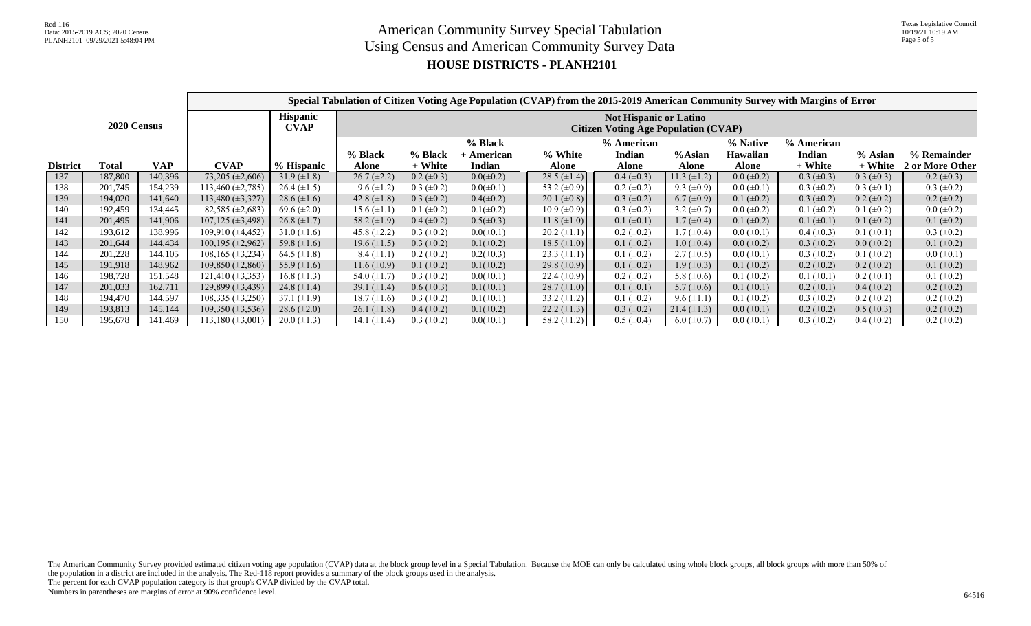# American Community Survey Special Tabulation
# Using Census and American Community Survey Data
## HOUSE DISTRICTS - PLANH2101

| 2020 Census | | | Special Tabulation of Citizen Voting Age Population (CVAP) from the 2015-2019 American Community Survey with Margins of Error | | | | | | | | | | | | |
|---|---|---|---|---|---|---|---|---|---|---|---|---|---|---|---|
| | | | | Hispanic CVAP | Not Hispanic or Latino Citizen Voting Age Population (CVAP) | | | | | | | | | | |
| District | Total | VAP | CVAP | % Hispanic | % Black Alone | % Black + White | % Black + American Indian | % White Alone | % American Indian Alone | %Asian Alone | % Native Hawaiian Alone | % American Indian + White | % Asian + White | % Remainder 2 or More Other |
| 137 | 187,800 | 140,396 | 73,205 (±2,606) | 31.9 (±1.8) | 26.7 (±2.2) | 0.2 (±0.3) | 0.0(±0.2) | 28.5 (±1.4) | 0.4 (±0.3) | 11.3 (±1.2) | 0.0 (±0.2) | 0.3 (±0.3) | 0.3 (±0.3) | 0.2 (±0.3) |
| 138 | 201,745 | 154,239 | 113,460 (±2,785) | 26.4 (±1.5) | 9.6 (±1.2) | 0.3 (±0.2) | 0.0(±0.1) | 53.2 (±0.9) | 0.2 (±0.2) | 9.3 (±0.9) | 0.0 (±0.1) | 0.3 (±0.2) | 0.3 (±0.1) | 0.3 (±0.2) |
| 139 | 194,020 | 141,640 | 113,480 (±3,327) | 28.6 (±1.6) | 42.8 (±1.8) | 0.3 (±0.2) | 0.4(±0.2) | 20.1 (±0.8) | 0.3 (±0.2) | 6.7 (±0.9) | 0.1 (±0.2) | 0.3 (±0.2) | 0.2 (±0.2) | 0.2 (±0.2) |
| 140 | 192,459 | 134,445 | 82,585 (±2,683) | 69.6 (±2.0) | 15.6 (±1.1) | 0.1 (±0.2) | 0.1(±0.2) | 10.9 (±0.9) | 0.3 (±0.2) | 3.2 (±0.7) | 0.0 (±0.2) | 0.1 (±0.2) | 0.1 (±0.2) | 0.0 (±0.2) |
| 141 | 201,495 | 141,906 | 107,125 (±3,498) | 26.8 (±1.7) | 58.2 (±1.9) | 0.4 (±0.2) | 0.5(±0.3) | 11.8 (±1.0) | 0.1 (±0.1) | 1.7 (±0.4) | 0.1 (±0.2) | 0.1 (±0.1) | 0.1 (±0.2) | 0.1 (±0.2) |
| 142 | 193,612 | 138,996 | 109,910 (±4,452) | 31.0 (±1.6) | 45.8 (±2.2) | 0.3 (±0.2) | 0.0(±0.1) | 20.2 (±1.1) | 0.2 (±0.2) | 1.7 (±0.4) | 0.0 (±0.1) | 0.4 (±0.3) | 0.1 (±0.1) | 0.3 (±0.2) |
| 143 | 201,644 | 144,434 | 100,195 (±2,962) | 59.8 (±1.6) | 19.6 (±1.5) | 0.3 (±0.2) | 0.1(±0.2) | 18.5 (±1.0) | 0.1 (±0.2) | 1.0 (±0.4) | 0.0 (±0.2) | 0.3 (±0.2) | 0.0 (±0.2) | 0.1 (±0.2) |
| 144 | 201,228 | 144,105 | 108,165 (±3,234) | 64.5 (±1.8) | 8.4 (±1.1) | 0.2 (±0.2) | 0.2(±0.3) | 23.3 (±1.1) | 0.1 (±0.2) | 2.7 (±0.5) | 0.0 (±0.1) | 0.3 (±0.2) | 0.1 (±0.2) | 0.0 (±0.1) |
| 145 | 191,918 | 148,962 | 109,850 (±2,860) | 55.9 (±1.6) | 11.6 (±0.9) | 0.1 (±0.2) | 0.1(±0.2) | 29.8 (±0.9) | 0.1 (±0.2) | 1.9 (±0.3) | 0.1 (±0.2) | 0.2 (±0.2) | 0.2 (±0.2) | 0.1 (±0.2) |
| 146 | 198,728 | 151,548 | 121,410 (±3,353) | 16.8 (±1.3) | 54.0 (±1.7) | 0.3 (±0.2) | 0.0(±0.1) | 22.4 (±0.9) | 0.2 (±0.2) | 5.8 (±0.6) | 0.1 (±0.2) | 0.1 (±0.1) | 0.2 (±0.1) | 0.1 (±0.2) |
| 147 | 201,033 | 162,711 | 129,899 (±3,439) | 24.8 (±1.4) | 39.1 (±1.4) | 0.6 (±0.3) | 0.1(±0.1) | 28.7 (±1.0) | 0.1 (±0.1) | 5.7 (±0.6) | 0.1 (±0.1) | 0.2 (±0.1) | 0.4 (±0.2) | 0.2 (±0.2) |
| 148 | 194,470 | 144,597 | 108,335 (±3,250) | 37.1 (±1.9) | 18.7 (±1.6) | 0.3 (±0.2) | 0.1(±0.1) | 33.2 (±1.2) | 0.1 (±0.2) | 9.6 (±1.1) | 0.1 (±0.2) | 0.3 (±0.2) | 0.2 (±0.2) | 0.2 (±0.2) |
| 149 | 193,813 | 145,144 | 109,350 (±3,536) | 28.6 (±2.0) | 26.1 (±1.8) | 0.4 (±0.2) | 0.1(±0.2) | 22.2 (±1.3) | 0.3 (±0.2) | 21.4 (±1.3) | 0.0 (±0.1) | 0.2 (±0.2) | 0.5 (±0.3) | 0.2 (±0.2) |
| 150 | 195,678 | 141,469 | 113,180 (±3,001) | 20.0 (±1.3) | 14.1 (±1.4) | 0.3 (±0.2) | 0.0(±0.1) | 58.2 (±1.2) | 0.5 (±0.4) | 6.0 (±0.7) | 0.0 (±0.1) | 0.3 (±0.2) | 0.4 (±0.2) | 0.2 (±0.2) |

The American Community Survey provided estimated citizen voting age population (CVAP) data at the block group level in a Special Tabulation. Because the MOE can only be calculated using whole block groups, all block groups with more than 50% of the population in a district are included in the analysis. The Red-118 report provides a summary of the block groups used in the analysis.
The percent for each CVAP population category is that group's CVAP divided by the CVAP total.
Numbers in parentheses are margins of error at 90% confidence level.